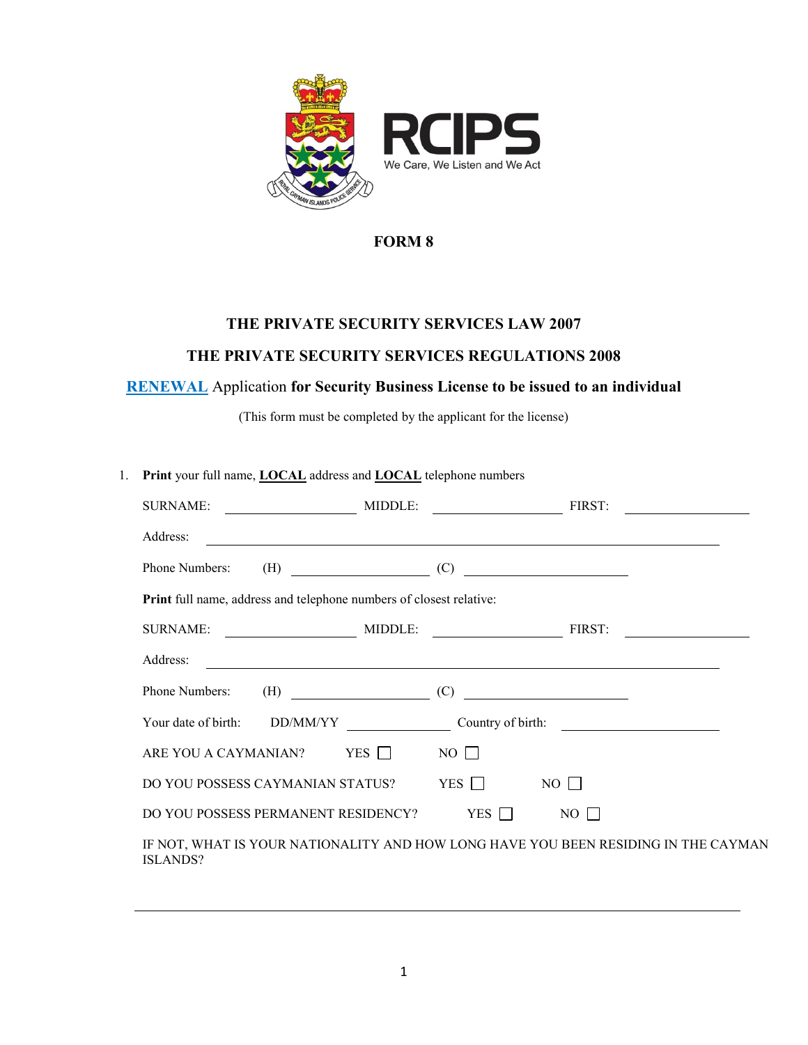RCIPS

We Care, We Listen and We Act

# FORM 8

## THE PRIVATE SECURITY SERVICES LAW 2007

## THE PRIVATE SECURITY SERVICES REGULATIONS 2008

## RENEWAL Application for Security Business License to be issued to an individual

(This form must be completed by the applicant for the license)

1. **Print** your full name, **LOCAL** address and **LOCAL** telephone numbers

   SURNAME: ____________ MIDDLE: ____________ FIRST: ____________

   Address: ________________________________________

   Phone Numbers: (H) ____________ (C) ____________

   **Print** full name, address and telephone numbers of closest relative:

   SURNAME: ____________ MIDDLE: ____________ FIRST: ____________

   Address: ________________________________________

   Phone Numbers: (H) ____________ (C) ____________

   Your date of birth: DD/MM/YY ____________ Country of birth: ____________

   ARE YOU A CAYMANIAN? YES ☐ NO ☐

   DO YOU POSSESS CAYMANIAN STATUS? YES ☐ NO ☐

   DO YOU POSSESS PERMANENT RESIDENCY? YES ☐ NO ☐

   IF NOT, WHAT IS YOUR NATIONALITY AND HOW LONG HAVE YOU BEEN RESIDING IN THE CAYMAN ISLANDS?

   ________________________________________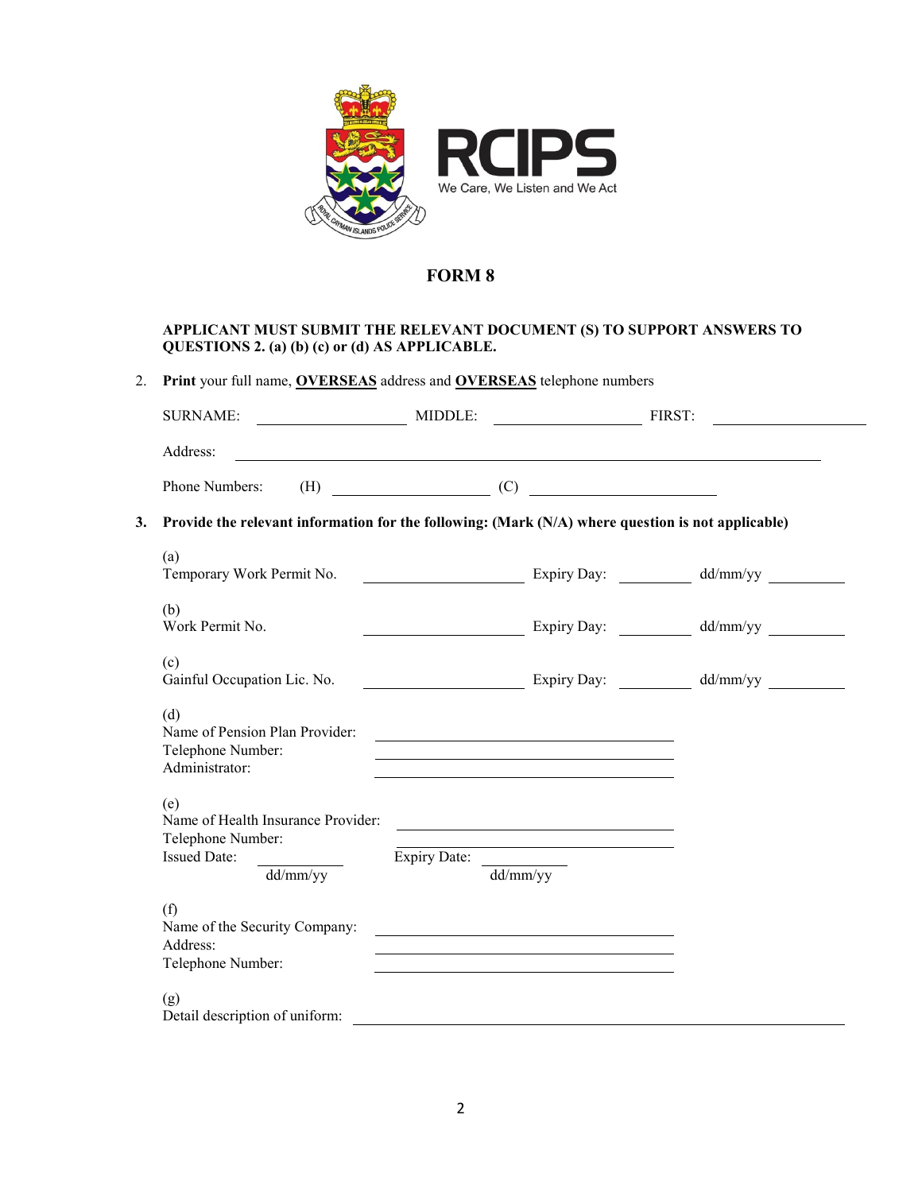RCIPS

We Care, We Listen and We Act

# FORM 8

**APPLICANT MUST SUBMIT THE RELEVANT DOCUMENT (S) TO SUPPORT ANSWERS TO QUESTIONS 2. (a) (b) (c) or (d) AS APPLICABLE.**

2. **Print** your full name, **OVERSEAS** address and **OVERSEAS** telephone numbers

SURNAME: ____________________ MIDDLE: ____________________ FIRST: ____________________

Address: ______________________________________________________________________________

Phone Numbers: (H) ____________________ (C) ________________________

3. **Provide the relevant information for the following: (Mark (N/A) where question is not applicable)**

(a)
Temporary Work Permit No. ____________________ Expiry Day: __________ dd/mm/yy __________

(b)
Work Permit No. ____________________ Expiry Day: __________ dd/mm/yy __________

(c)
Gainful Occupation Lic. No. ____________________ Expiry Day: __________ dd/mm/yy __________

(d)
Name of Pension Plan Provider: ________________________________________
Telephone Number: ________________________________________
Administrator: ________________________________________

(e)
Name of Health Insurance Provider: ________________________________________
Telephone Number: ________________________________________
Issued Date: ___________ dd/mm/yy Expiry Date: ___________ dd/mm/yy

(f)
Name of the Security Company: ________________________________________
Address: ________________________________________
Telephone Number: ________________________________________

(g)
Detail description of uniform: ______________________________________________________________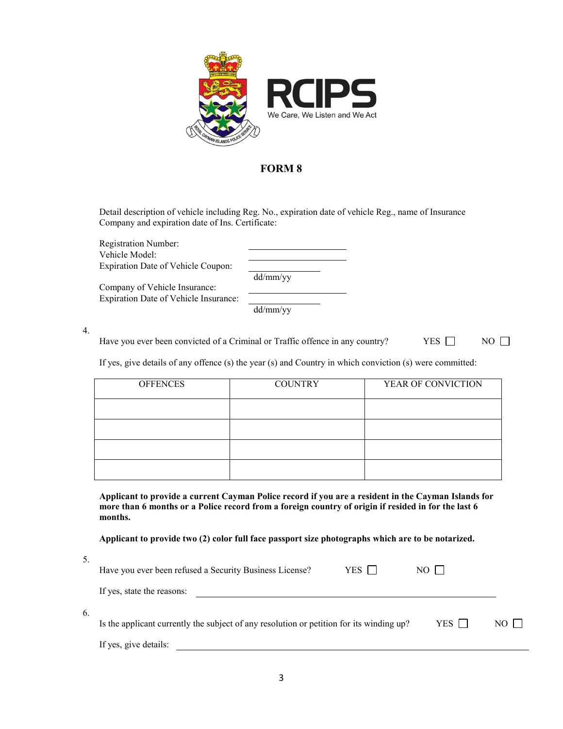RCIPS

We Care, We Listen and We Act

# FORM 8

Detail description of vehicle including Reg. No., expiration date of vehicle Reg., name of Insurance Company and expiration date of Ins. Certificate:

Registration Number: ____________________

Vehicle Model: ____________________

Expiration Date of Vehicle Coupon: ________________ dd/mm/yy

Company of Vehicle Insurance: ____________________

Expiration Date of Vehicle Insurance: ________________ dd/mm/yy

4.

Have you ever been convicted of a Criminal or Traffic offence in any country? YES ☐ NO ☐

If yes, give details of any offence (s) the year (s) and Country in which conviction (s) were committed:

| OFFENCES | COUNTRY | YEAR OF CONVICTION |
|---|---|---|
| | | |
| | | |
| | | |
| | | |

**Applicant to provide a current Cayman Police record if you are a resident in the Cayman Islands for more than 6 months or a Police record from a foreign country of origin if resided in for the last 6 months.**

**Applicant to provide two (2) color full face passport size photographs which are to be notarized.**

5.

Have you ever been refused a Security Business License? YES ☐ NO ☐

If yes, state the reasons: ________________________________________

6.

Is the applicant currently the subject of any resolution or petition for its winding up? YES ☐ NO ☐

If yes, give details: ________________________________________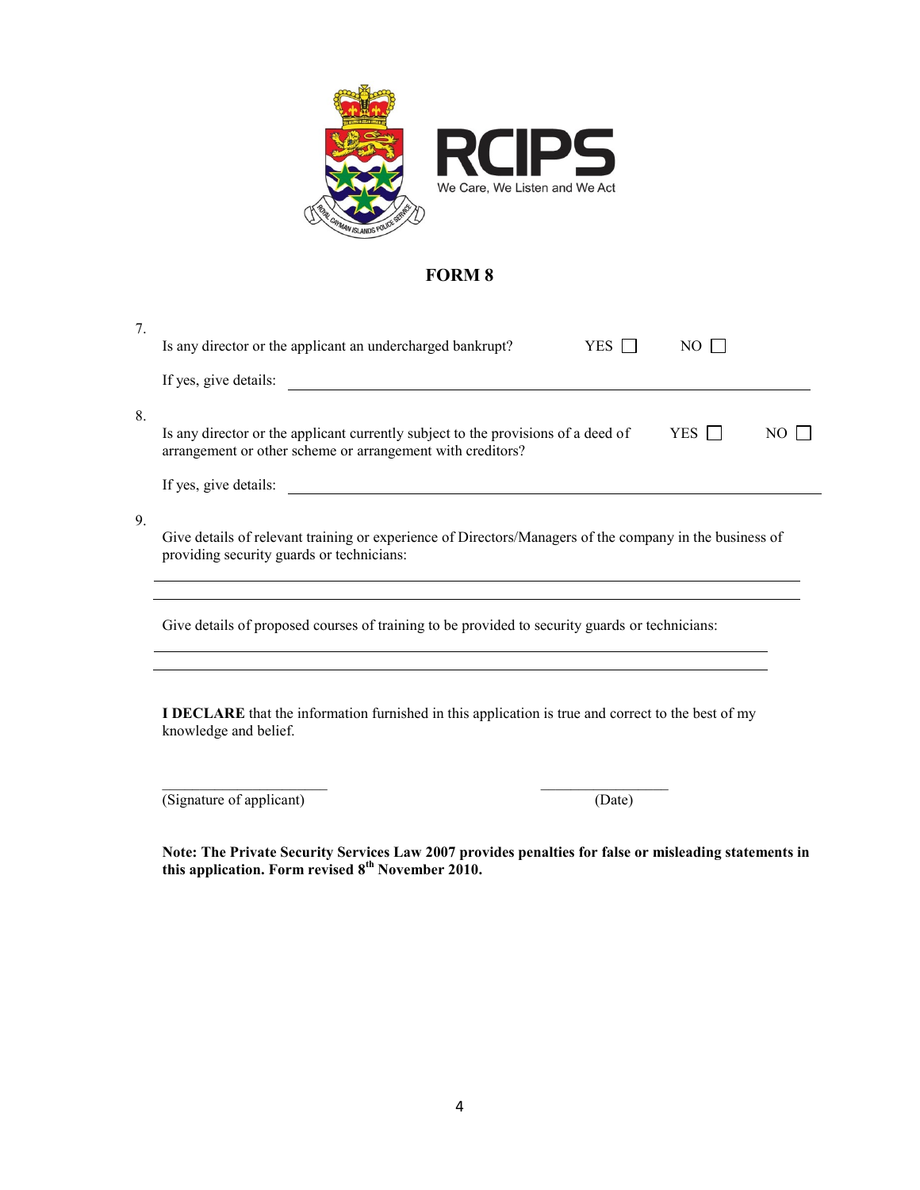RCIPS

We Care, We Listen and We Act

# FORM 8

7. Is any director or the applicant an undercharged bankrupt? YES ☐ NO ☐

   If yes, give details: ______________________________________________

8. Is any director or the applicant currently subject to the provisions of a deed of arrangement or other scheme or arrangement with creditors? YES ☐ NO ☐

   If yes, give details: ______________________________________________

9. Give details of relevant training or experience of Directors/Managers of the company in the business of providing security guards or technicians:

   ______________________________________________

   ______________________________________________

   Give details of proposed courses of training to be provided to security guards or technicians:

   ______________________________________________

   ______________________________________________

**I DECLARE** that the information furnished in this application is true and correct to the best of my knowledge and belief.

______________________ ______________________

(Signature of applicant) (Date)

**Note: The Private Security Services Law 2007 provides penalties for false or misleading statements in this application. Form revised 8th November 2010.**